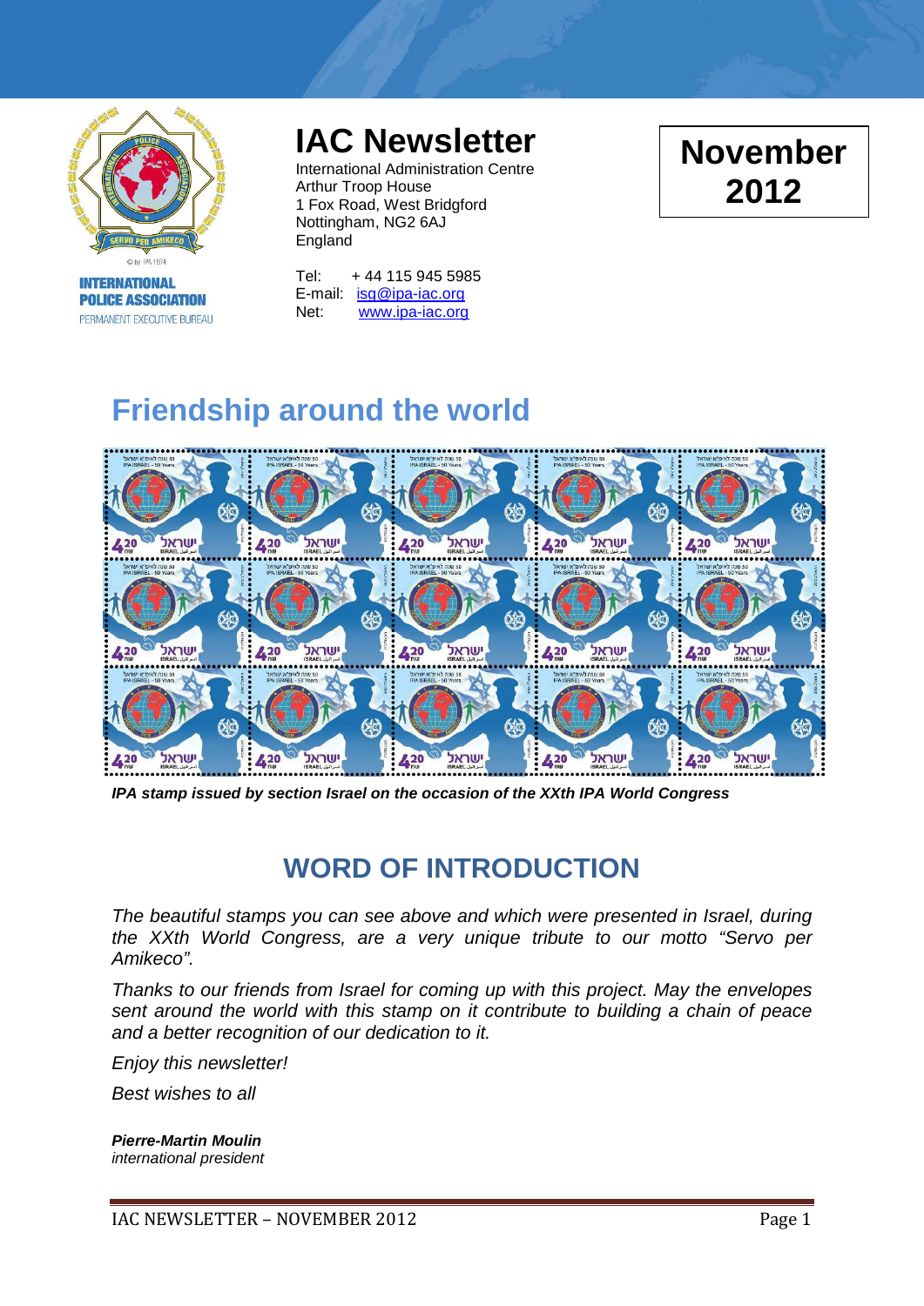INTERNATIONAL POLICE ASSOCIATION
PERMANENT EXECUTIVE BUREAU

# IAC Newsletter

International Administration Centre
Arthur Troop House
1 Fox Road, West Bridgford
Nottingham, NG2 6AJ
England

Tel: + 44 115 945 5985
E-mail: isg@ipa-iac.org
Net: www.ipa-iac.org

**November 2012**

## Friendship around the world

***IPA stamp issued by section Israel on the occasion of the XXth IPA World Congress***

## WORD OF INTRODUCTION

*The beautiful stamps you can see above and which were presented in Israel, during the XXth World Congress, are a very unique tribute to our motto "Servo per Amikeco".*

*Thanks to our friends from Israel for coming up with this project. May the envelopes sent around the world with this stamp on it contribute to building a chain of peace and a better recognition of our dedication to it.*

*Enjoy this newsletter!*

*Best wishes to all*

***Pierre-Martin Moulin***
*international president*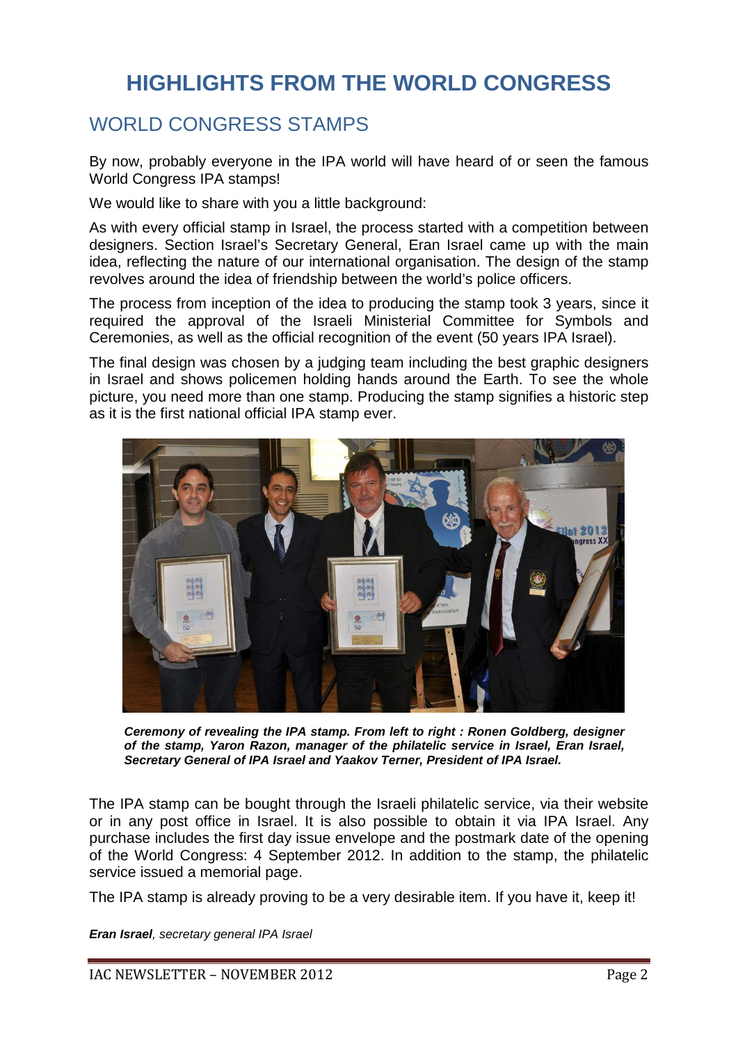# HIGHLIGHTS FROM THE WORLD CONGRESS

## WORLD CONGRESS STAMPS

By now, probably everyone in the IPA world will have heard of or seen the famous World Congress IPA stamps!

We would like to share with you a little background:

As with every official stamp in Israel, the process started with a competition between designers. Section Israel's Secretary General, Eran Israel came up with the main idea, reflecting the nature of our international organisation. The design of the stamp revolves around the idea of friendship between the world's police officers.

The process from inception of the idea to producing the stamp took 3 years, since it required the approval of the Israeli Ministerial Committee for Symbols and Ceremonies, as well as the official recognition of the event (50 years IPA Israel).

The final design was chosen by a judging team including the best graphic designers in Israel and shows policemen holding hands around the Earth. To see the whole picture, you need more than one stamp. Producing the stamp signifies a historic step as it is the first national official IPA stamp ever.

***Ceremony of revealing the IPA stamp. From left to right : Ronen Goldberg, designer of the stamp, Yaron Razon, manager of the philatelic service in Israel, Eran Israel, Secretary General of IPA Israel and Yaakov Terner, President of IPA Israel.***

The IPA stamp can be bought through the Israeli philatelic service, via their website or in any post office in Israel. It is also possible to obtain it via IPA Israel. Any purchase includes the first day issue envelope and the postmark date of the opening of the World Congress: 4 September 2012. In addition to the stamp, the philatelic service issued a memorial page.

The IPA stamp is already proving to be a very desirable item. If you have it, keep it!

***Eran Israel**, secretary general IPA Israel*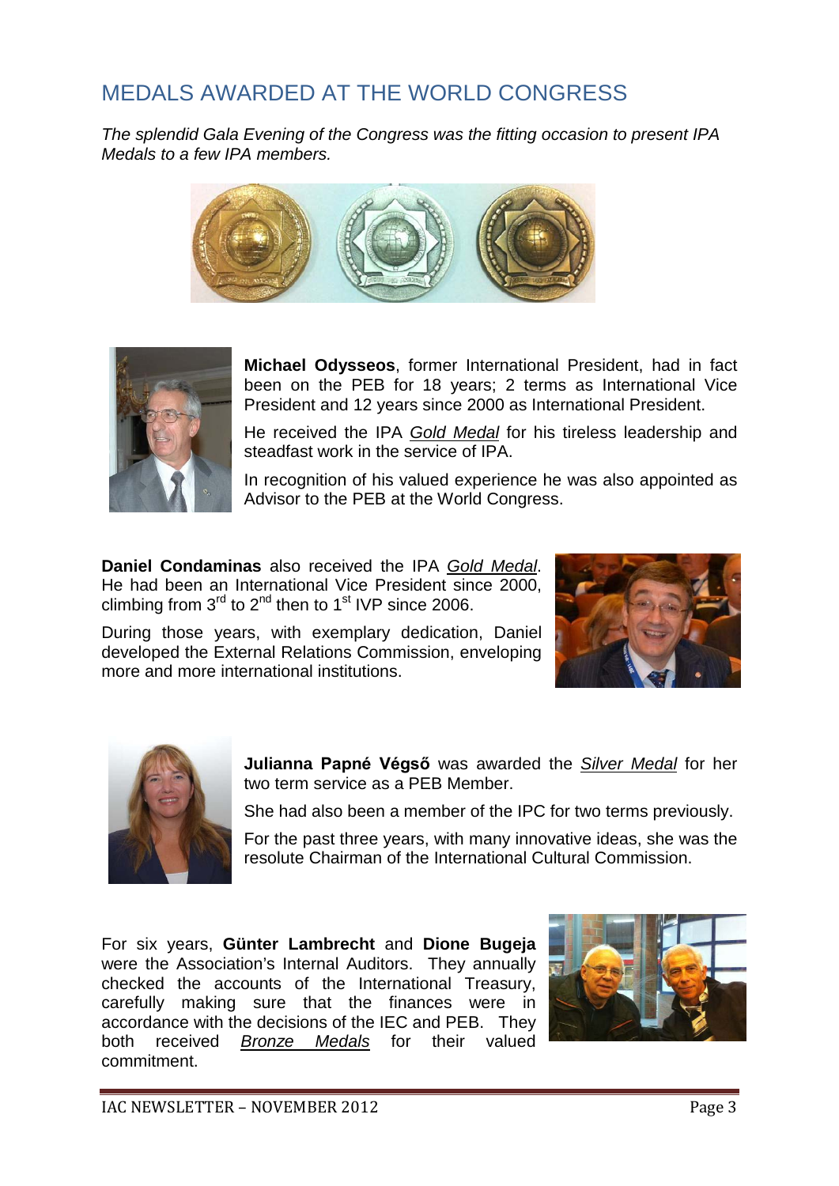## MEDALS AWARDED AT THE WORLD CONGRESS

*The splendid Gala Evening of the Congress was the fitting occasion to present IPA Medals to a few IPA members.*

**Michael Odysseos**, former International President, had in fact been on the PEB for 18 years; 2 terms as International Vice President and 12 years since 2000 as International President.

He received the IPA *Gold Medal* for his tireless leadership and steadfast work in the service of IPA.

In recognition of his valued experience he was also appointed as Advisor to the PEB at the World Congress.

**Daniel Condaminas** also received the IPA *Gold Medal*. He had been an International Vice President since 2000, climbing from 3rd to 2nd then to 1st IVP since 2006.

During those years, with exemplary dedication, Daniel developed the External Relations Commission, enveloping more and more international institutions.

**Julianna Papné Végső** was awarded the *Silver Medal* for her two term service as a PEB Member.

She had also been a member of the IPC for two terms previously.

For the past three years, with many innovative ideas, she was the resolute Chairman of the International Cultural Commission.

For six years, **Günter Lambrecht** and **Dione Bugeja** were the Association's Internal Auditors. They annually checked the accounts of the International Treasury, carefully making sure that the finances were in accordance with the decisions of the IEC and PEB. They both received *Bronze Medals* for their valued commitment.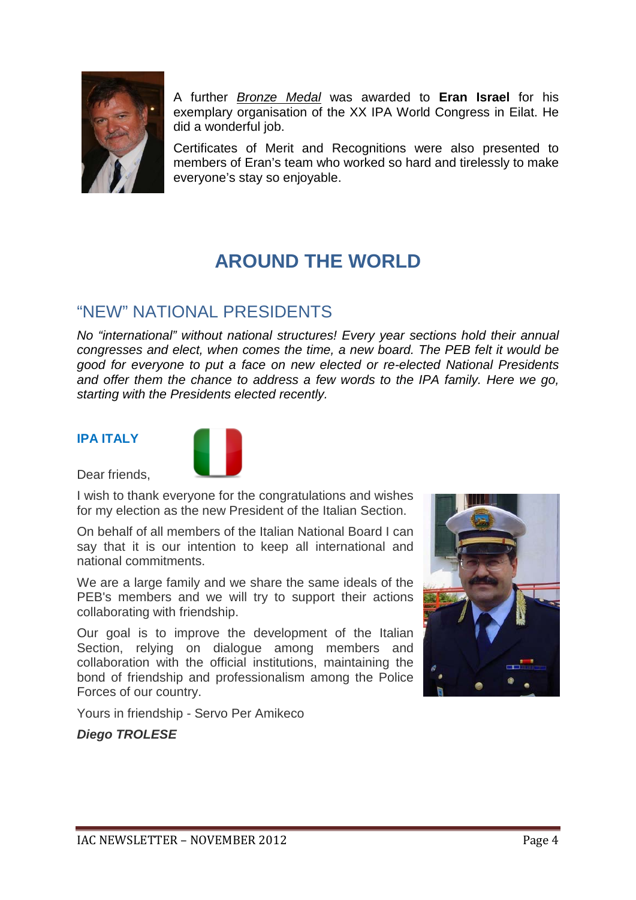A further *Bronze Medal* was awarded to **Eran Israel** for his exemplary organisation of the XX IPA World Congress in Eilat. He did a wonderful job.

Certificates of Merit and Recognitions were also presented to members of Eran's team who worked so hard and tirelessly to make everyone's stay so enjoyable.

# AROUND THE WORLD

## "NEW" NATIONAL PRESIDENTS

*No "international" without national structures! Every year sections hold their annual congresses and elect, when comes the time, a new board. The PEB felt it would be good for everyone to put a face on new elected or re-elected National Presidents and offer them the chance to address a few words to the IPA family. Here we go, starting with the Presidents elected recently.*

### IPA ITALY

Dear friends,

I wish to thank everyone for the congratulations and wishes for my election as the new President of the Italian Section.

On behalf of all members of the Italian National Board I can say that it is our intention to keep all international and national commitments.

We are a large family and we share the same ideals of the PEB's members and we will try to support their actions collaborating with friendship.

Our goal is to improve the development of the Italian Section, relying on dialogue among members and collaboration with the official institutions, maintaining the bond of friendship and professionalism among the Police Forces of our country.

Yours in friendship - Servo Per Amikeco

***Diego TROLESE***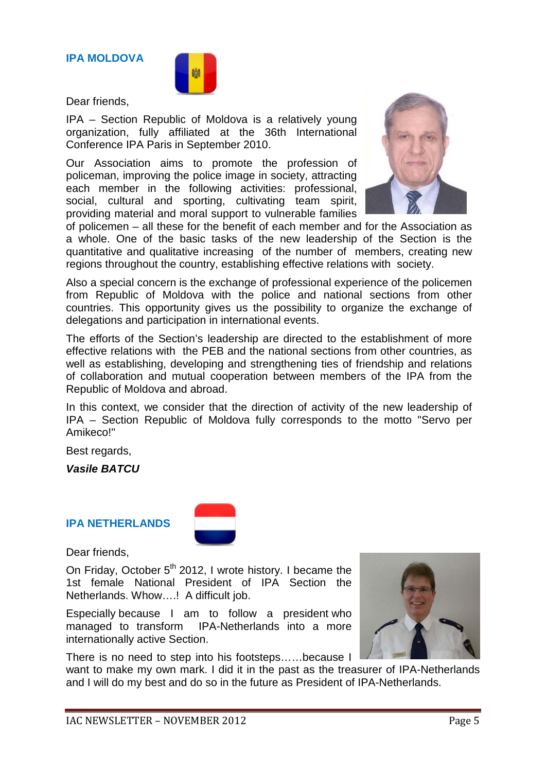## IPA MOLDOVA

Dear friends,

IPA – Section Republic of Moldova is a relatively young organization, fully affiliated at the 36th International Conference IPA Paris in September 2010.

Our Association aims to promote the profession of policeman, improving the police image in society, attracting each member in the following activities: professional, social, cultural and sporting, cultivating team spirit, providing material and moral support to vulnerable families of policemen – all these for the benefit of each member and for the Association as a whole. One of the basic tasks of the new leadership of the Section is the quantitative and qualitative increasing of the number of members, creating new regions throughout the country, establishing effective relations with society.

Also a special concern is the exchange of professional experience of the policemen from Republic of Moldova with the police and national sections from other countries. This opportunity gives us the possibility to organize the exchange of delegations and participation in international events.

The efforts of the Section's leadership are directed to the establishment of more effective relations with the PEB and the national sections from other countries, as well as establishing, developing and strengthening ties of friendship and relations of collaboration and mutual cooperation between members of the IPA from the Republic of Moldova and abroad.

In this context, we consider that the direction of activity of the new leadership of IPA – Section Republic of Moldova fully corresponds to the motto "Servo per Amikeco!"

Best regards,

***Vasile BATCU***

## IPA NETHERLANDS

Dear friends,

On Friday, October 5th 2012, I wrote history. I became the 1st female National President of IPA Section the Netherlands. Whow….! A difficult job.

Especially because I am to follow a president who managed to transform IPA-Netherlands into a more internationally active Section.

There is no need to step into his footsteps……because I want to make my own mark. I did it in the past as the treasurer of IPA-Netherlands and I will do my best and do so in the future as President of IPA-Netherlands.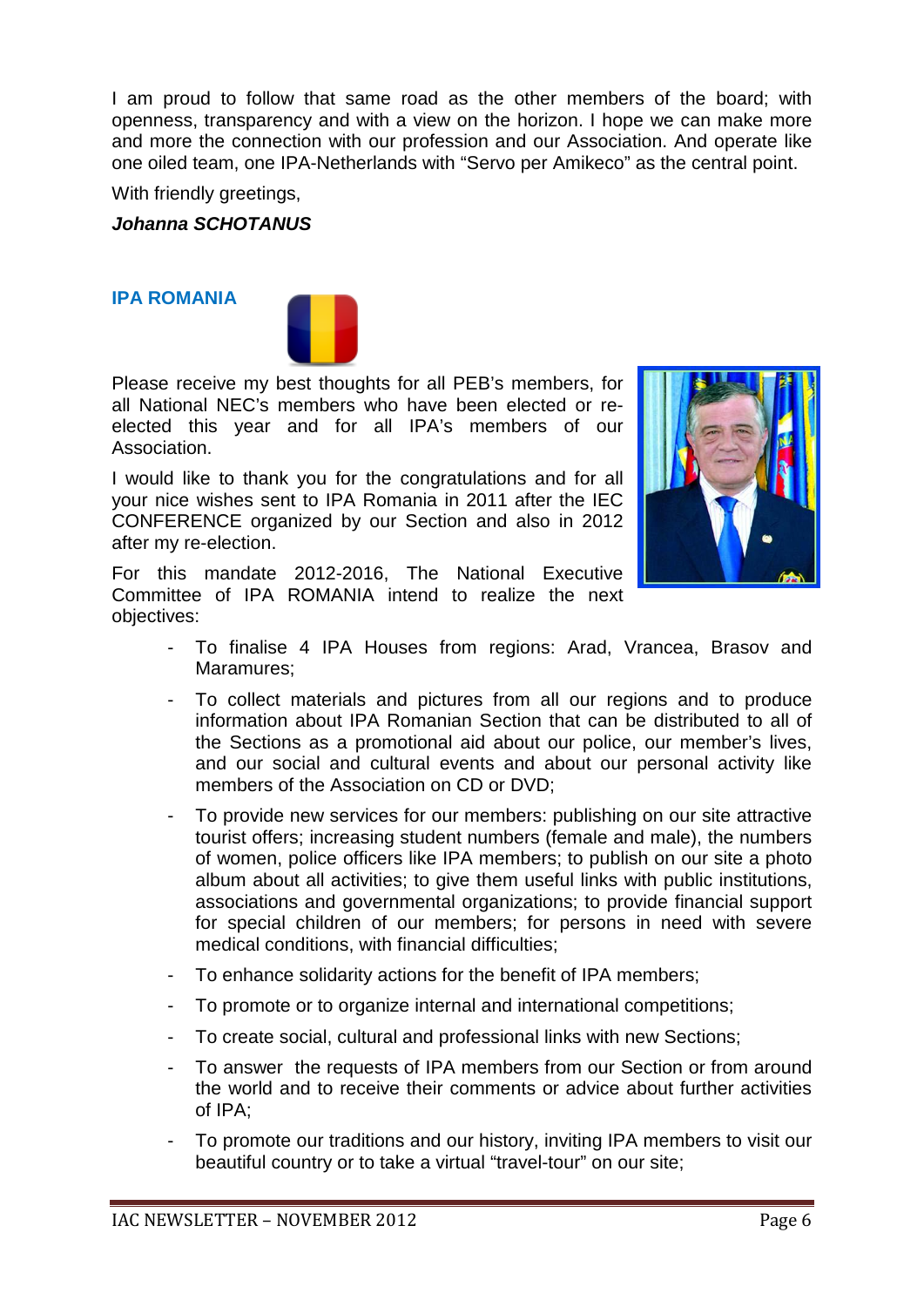I am proud to follow that same road as the other members of the board; with openness, transparency and with a view on the horizon. I hope we can make more and more the connection with our profession and our Association. And operate like one oiled team, one IPA-Netherlands with “Servo per Amikeco” as the central point.

With friendly greetings,

***Johanna SCHOTANUS***

## IPA ROMANIA

Please receive my best thoughts for all PEB’s members, for all National NEC’s members who have been elected or re-elected this year and for all IPA’s members of our Association.

I would like to thank you for the congratulations and for all your nice wishes sent to IPA Romania in 2011 after the IEC CONFERENCE organized by our Section and also in 2012 after my re-election.

For this mandate 2012-2016, The National Executive Committee of IPA ROMANIA intend to realize the next objectives:

- To finalise 4 IPA Houses from regions: Arad, Vrancea, Brasov and Maramures;
- To collect materials and pictures from all our regions and to produce information about IPA Romanian Section that can be distributed to all of the Sections as a promotional aid about our police, our member’s lives, and our social and cultural events and about our personal activity like members of the Association on CD or DVD;
- To provide new services for our members: publishing on our site attractive tourist offers; increasing student numbers (female and male), the numbers of women, police officers like IPA members; to publish on our site a photo album about all activities; to give them useful links with public institutions, associations and governmental organizations; to provide financial support for special children of our members; for persons in need with severe medical conditions, with financial difficulties;
- To enhance solidarity actions for the benefit of IPA members;
- To promote or to organize internal and international competitions;
- To create social, cultural and professional links with new Sections;
- To answer the requests of IPA members from our Section or from around the world and to receive their comments or advice about further activities of IPA;
- To promote our traditions and our history, inviting IPA members to visit our beautiful country or to take a virtual “travel-tour” on our site;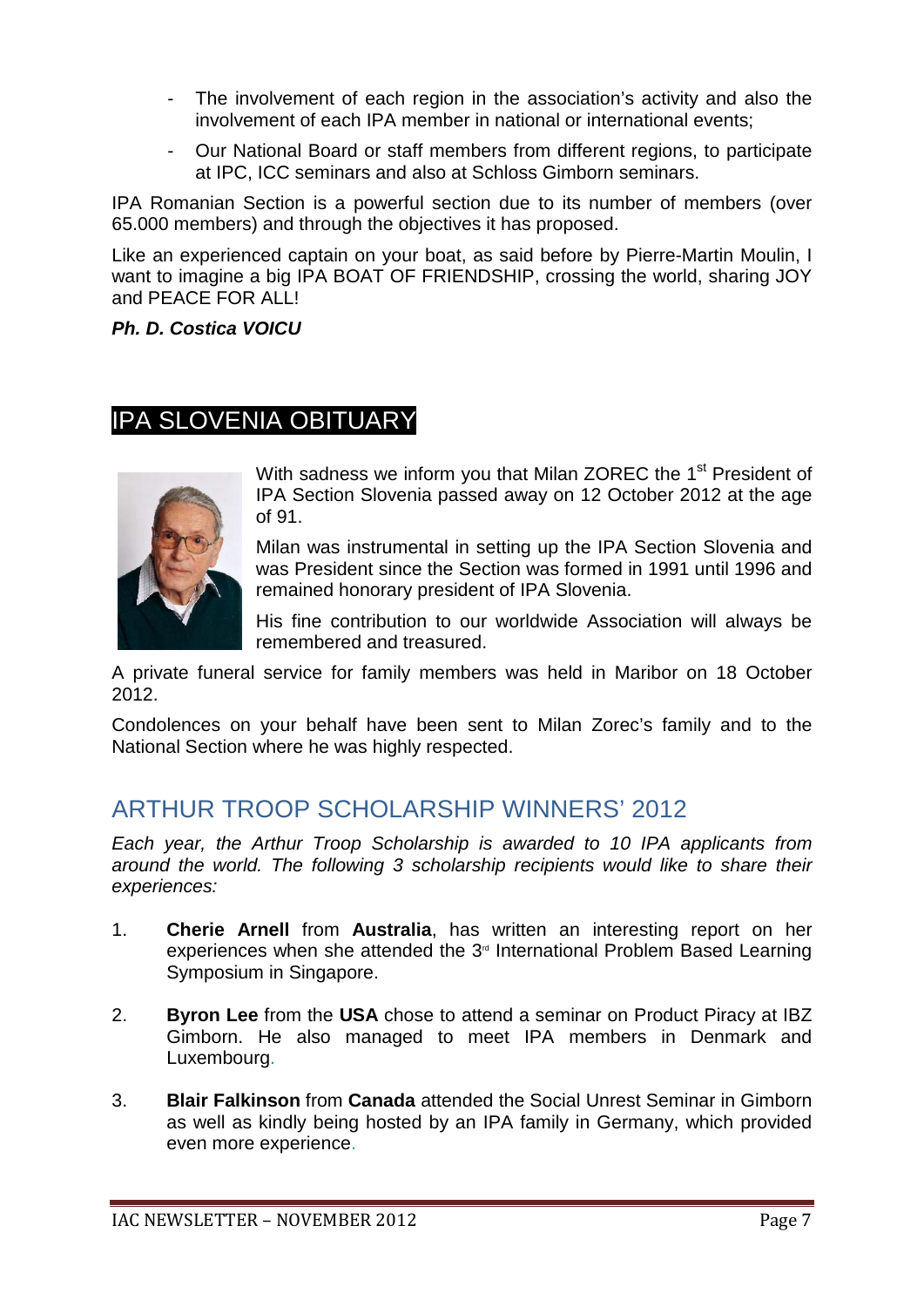- The involvement of each region in the association's activity and also the involvement of each IPA member in national or international events;
- Our National Board or staff members from different regions, to participate at IPC, ICC seminars and also at Schloss Gimborn seminars.

IPA Romanian Section is a powerful section due to its number of members (over 65.000 members) and through the objectives it has proposed.

Like an experienced captain on your boat, as said before by Pierre-Martin Moulin, I want to imagine a big IPA BOAT OF FRIENDSHIP, crossing the world, sharing JOY and PEACE FOR ALL!

***Ph. D. Costica VOICU***

## IPA SLOVENIA OBITUARY

With sadness we inform you that Milan ZOREC the 1st President of IPA Section Slovenia passed away on 12 October 2012 at the age of 91.

Milan was instrumental in setting up the IPA Section Slovenia and was President since the Section was formed in 1991 until 1996 and remained honorary president of IPA Slovenia.

His fine contribution to our worldwide Association will always be remembered and treasured.

A private funeral service for family members was held in Maribor on 18 October 2012.

Condolences on your behalf have been sent to Milan Zorec's family and to the National Section where he was highly respected.

## ARTHUR TROOP SCHOLARSHIP WINNERS' 2012

*Each year, the Arthur Troop Scholarship is awarded to 10 IPA applicants from around the world. The following 3 scholarship recipients would like to share their experiences:*

1. **Cherie Arnell** from **Australia**, has written an interesting report on her experiences when she attended the 3rd International Problem Based Learning Symposium in Singapore.

2. **Byron Lee** from the **USA** chose to attend a seminar on Product Piracy at IBZ Gimborn. He also managed to meet IPA members in Denmark and Luxembourg.

3. **Blair Falkinson** from **Canada** attended the Social Unrest Seminar in Gimborn as well as kindly being hosted by an IPA family in Germany, which provided even more experience.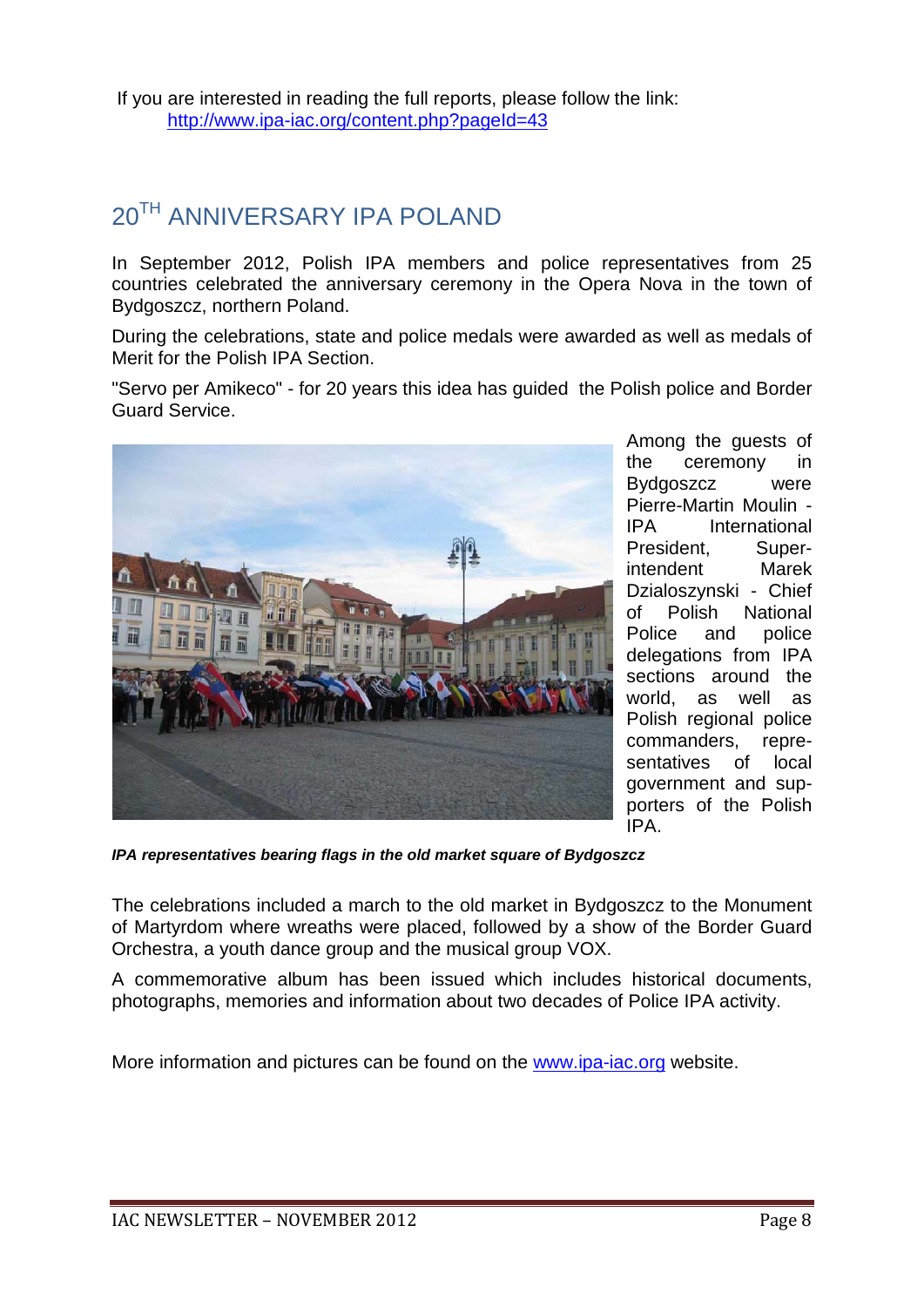If you are interested in reading the full reports, please follow the link: [http://www.ipa-iac.org/content.php?pageId=43](http://www.ipa-iac.org/content.php?pageId=43)

## 20TH ANNIVERSARY IPA POLAND

In September 2012, Polish IPA members and police representatives from 25 countries celebrated the anniversary ceremony in the Opera Nova in the town of Bydgoszcz, northern Poland.

During the celebrations, state and police medals were awarded as well as medals of Merit for the Polish IPA Section.

"Servo per Amikeco" - for 20 years this idea has guided the Polish police and Border Guard Service.

Among the guests of the ceremony in Bydgoszcz were Pierre-Martin Moulin - IPA International President, Superintendent Marek Dzialoszynski - Chief of Polish National Police and police delegations from IPA sections around the world, as well as Polish regional police commanders, representatives of local government and supporters of the Polish IPA.

***IPA representatives bearing flags in the old market square of Bydgoszcz***

The celebrations included a march to the old market in Bydgoszcz to the Monument of Martyrdom where wreaths were placed, followed by a show of the Border Guard Orchestra, a youth dance group and the musical group VOX.

A commemorative album has been issued which includes historical documents, photographs, memories and information about two decades of Police IPA activity.

More information and pictures can be found on the [www.ipa-iac.org](http://www.ipa-iac.org) website.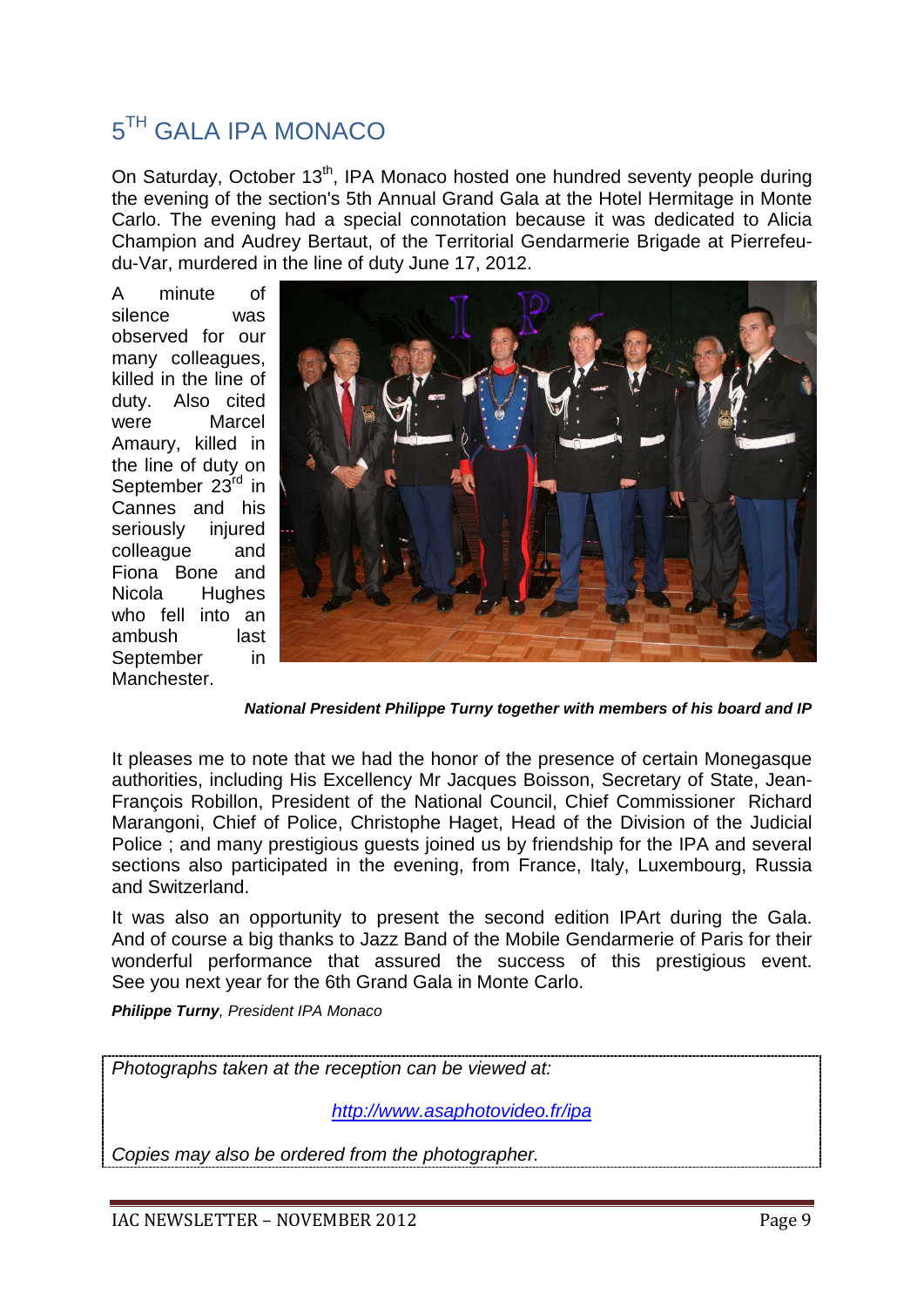# 5[TH] GALA IPA MONACO

On Saturday, October 13[th], IPA Monaco hosted one hundred seventy people during the evening of the section's 5th Annual Grand Gala at the Hotel Hermitage in Monte Carlo. The evening had a special connotation because it was dedicated to Alicia Champion and Audrey Bertaut, of the Territorial Gendarmerie Brigade at Pierrefeu-du-Var, murdered in the line of duty June 17, 2012.

A minute of silence was observed for our many colleagues, killed in the line of duty. Also cited were Marcel Amaury, killed in the line of duty on September 23[rd] in Cannes and his seriously injured colleague and Fiona Bone and Nicola Hughes who fell into an ambush last September in Manchester.

***National President Philippe Turny together with members of his board and IP***

It pleases me to note that we had the honor of the presence of certain Monegasque authorities, including His Excellency Mr Jacques Boisson, Secretary of State, Jean-François Robillon, President of the National Council, Chief Commissioner Richard Marangoni, Chief of Police, Christophe Haget, Head of the Division of the Judicial Police ; and many prestigious guests joined us by friendship for the IPA and several sections also participated in the evening, from France, Italy, Luxembourg, Russia and Switzerland.

It was also an opportunity to present the second edition IPArt during the Gala. And of course a big thanks to Jazz Band of the Mobile Gendarmerie of Paris for their wonderful performance that assured the success of this prestigious event. See you next year for the 6th Grand Gala in Monte Carlo.

***Philippe Turny**, President IPA Monaco*

*Photographs taken at the reception can be viewed at:*

*http://www.asaphotovideo.fr/ipa*

*Copies may also be ordered from the photographer.*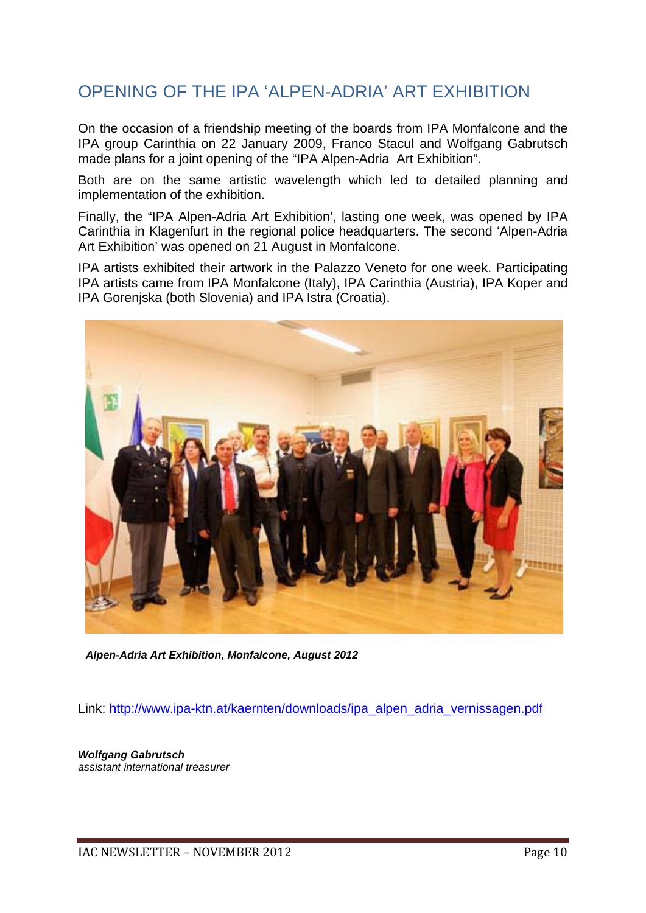## OPENING OF THE IPA 'ALPEN-ADRIA' ART EXHIBITION

On the occasion of a friendship meeting of the boards from IPA Monfalcone and the IPA group Carinthia on 22 January 2009, Franco Stacul and Wolfgang Gabrutsch made plans for a joint opening of the "IPA Alpen-Adria Art Exhibition".

Both are on the same artistic wavelength which led to detailed planning and implementation of the exhibition.

Finally, the "IPA Alpen-Adria Art Exhibition', lasting one week, was opened by IPA Carinthia in Klagenfurt in the regional police headquarters. The second 'Alpen-Adria Art Exhibition' was opened on 21 August in Monfalcone.

IPA artists exhibited their artwork in the Palazzo Veneto for one week. Participating IPA artists came from IPA Monfalcone (Italy), IPA Carinthia (Austria), IPA Koper and IPA Gorenjska (both Slovenia) and IPA Istra (Croatia).

***Alpen-Adria Art Exhibition, Monfalcone, August 2012***

Link: http://www.ipa-ktn.at/kaernten/downloads/ipa_alpen_adria_vernissagen.pdf

***Wolfgang Gabrutsch***
*assistant international treasurer*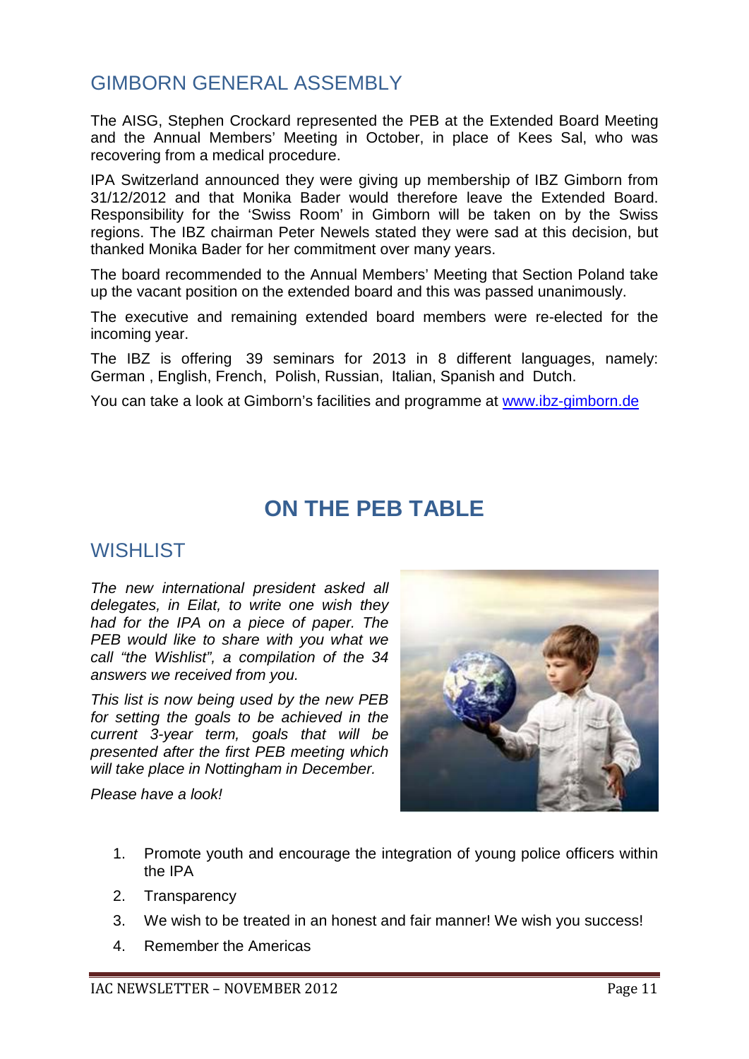## GIMBORN GENERAL ASSEMBLY

The AISG, Stephen Crockard represented the PEB at the Extended Board Meeting and the Annual Members' Meeting in October, in place of Kees Sal, who was recovering from a medical procedure.

IPA Switzerland announced they were giving up membership of IBZ Gimborn from 31/12/2012 and that Monika Bader would therefore leave the Extended Board. Responsibility for the 'Swiss Room' in Gimborn will be taken on by the Swiss regions. The IBZ chairman Peter Newels stated they were sad at this decision, but thanked Monika Bader for her commitment over many years.

The board recommended to the Annual Members' Meeting that Section Poland take up the vacant position on the extended board and this was passed unanimously.

The executive and remaining extended board members were re-elected for the incoming year.

The IBZ is offering 39 seminars for 2013 in 8 different languages, namely: German , English, French, Polish, Russian, Italian, Spanish and Dutch.

You can take a look at Gimborn's facilities and programme at [www.ibz-gimborn.de](www.ibz-gimborn.de)

# ON THE PEB TABLE

## WISHLIST

*The new international president asked all delegates, in Eilat, to write one wish they had for the IPA on a piece of paper. The PEB would like to share with you what we call "the Wishlist", a compilation of the 34 answers we received from you.*

*This list is now being used by the new PEB for setting the goals to be achieved in the current 3-year term, goals that will be presented after the first PEB meeting which will take place in Nottingham in December.*

*Please have a look!*

1. Promote youth and encourage the integration of young police officers within the IPA
2. Transparency
3. We wish to be treated in an honest and fair manner! We wish you success!
4. Remember the Americas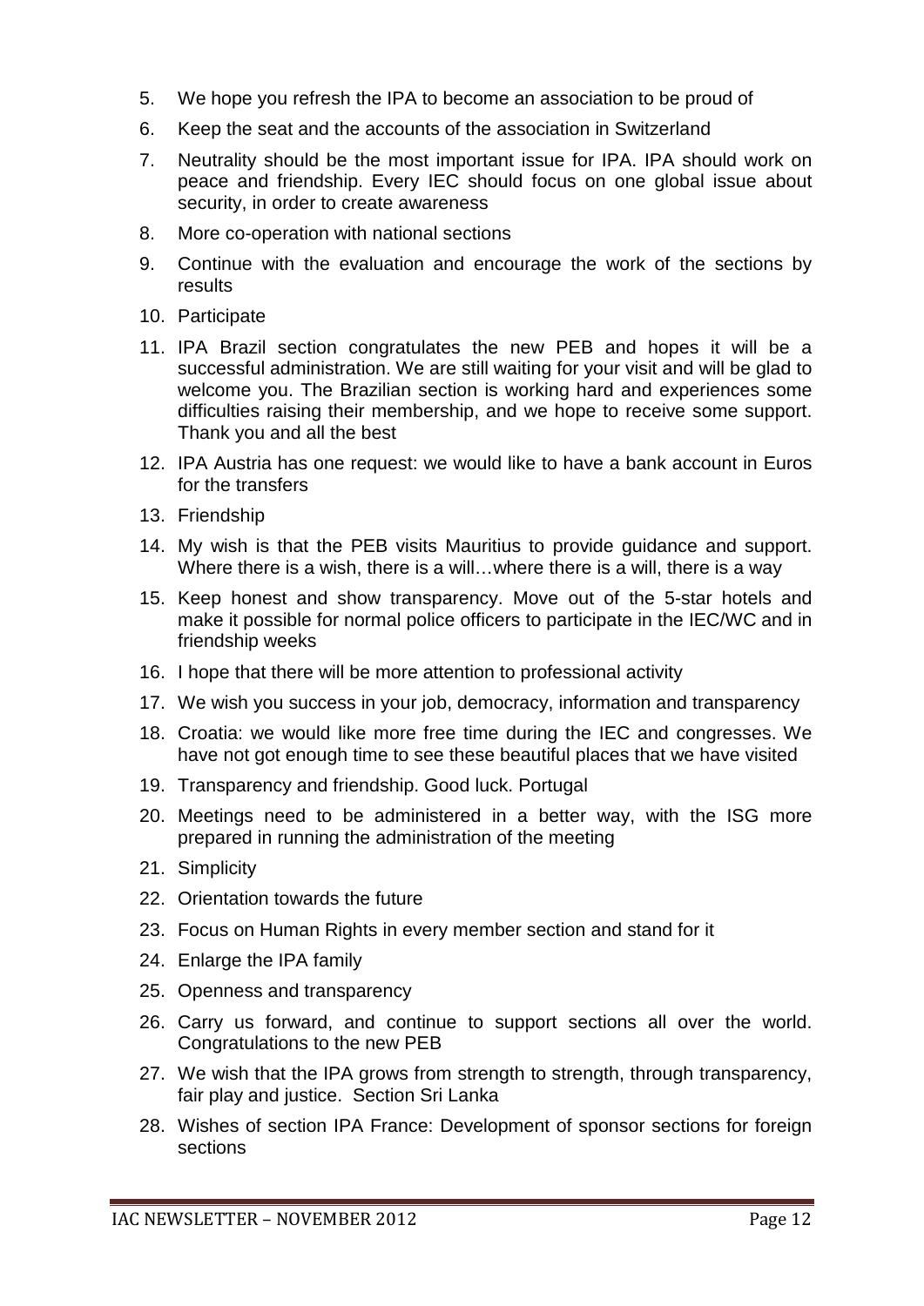5. We hope you refresh the IPA to become an association to be proud of
6. Keep the seat and the accounts of the association in Switzerland
7. Neutrality should be the most important issue for IPA. IPA should work on peace and friendship. Every IEC should focus on one global issue about security, in order to create awareness
8. More co-operation with national sections
9. Continue with the evaluation and encourage the work of the sections by results
10. Participate
11. IPA Brazil section congratulates the new PEB and hopes it will be a successful administration. We are still waiting for your visit and will be glad to welcome you. The Brazilian section is working hard and experiences some difficulties raising their membership, and we hope to receive some support. Thank you and all the best
12. IPA Austria has one request: we would like to have a bank account in Euros for the transfers
13. Friendship
14. My wish is that the PEB visits Mauritius to provide guidance and support. Where there is a wish, there is a will…where there is a will, there is a way
15. Keep honest and show transparency. Move out of the 5-star hotels and make it possible for normal police officers to participate in the IEC/WC and in friendship weeks
16. I hope that there will be more attention to professional activity
17. We wish you success in your job, democracy, information and transparency
18. Croatia: we would like more free time during the IEC and congresses. We have not got enough time to see these beautiful places that we have visited
19. Transparency and friendship. Good luck. Portugal
20. Meetings need to be administered in a better way, with the ISG more prepared in running the administration of the meeting
21. Simplicity
22. Orientation towards the future
23. Focus on Human Rights in every member section and stand for it
24. Enlarge the IPA family
25. Openness and transparency
26. Carry us forward, and continue to support sections all over the world. Congratulations to the new PEB
27. We wish that the IPA grows from strength to strength, through transparency, fair play and justice. Section Sri Lanka
28. Wishes of section IPA France: Development of sponsor sections for foreign sections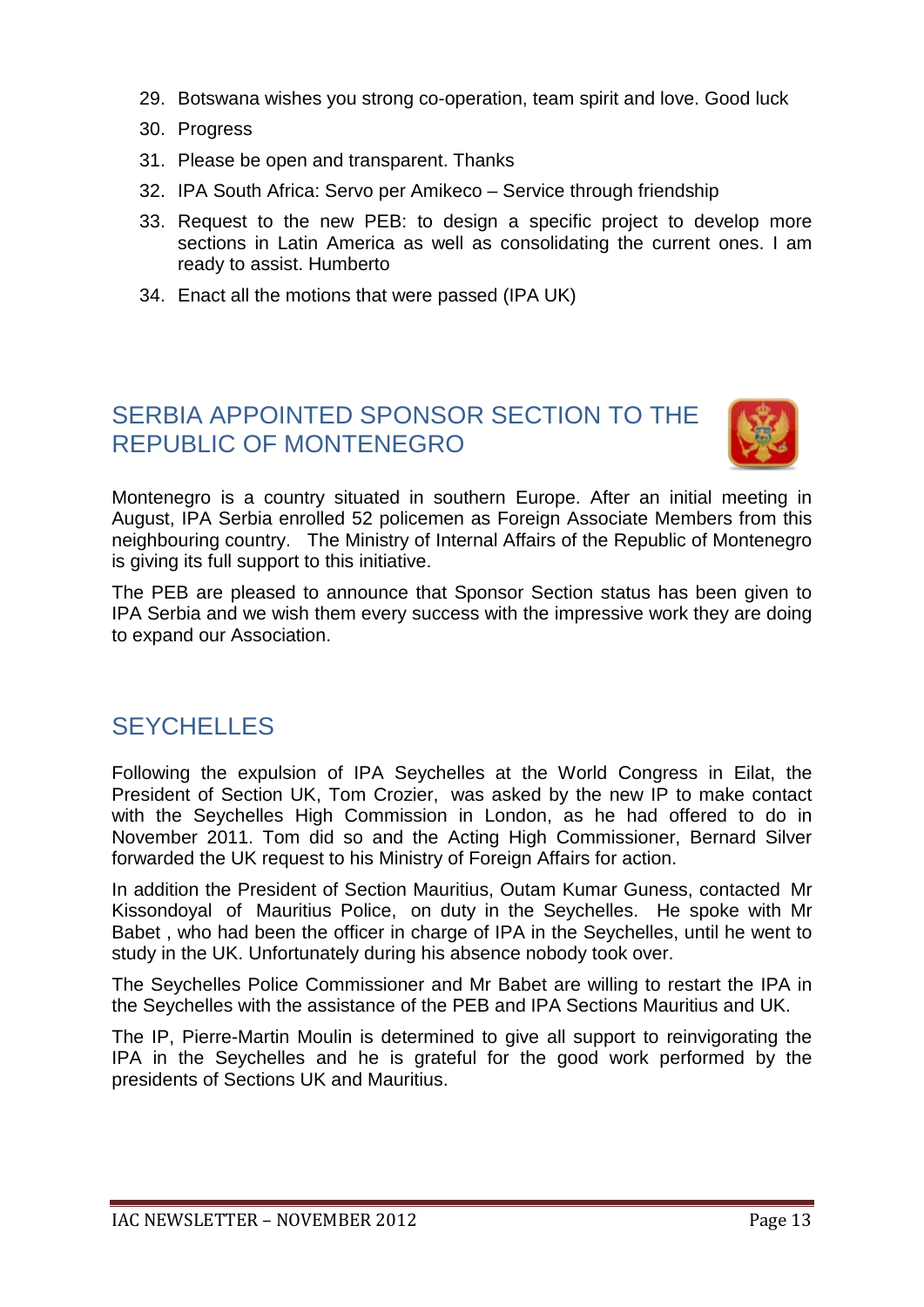29. Botswana wishes you strong co-operation, team spirit and love. Good luck
30. Progress
31. Please be open and transparent. Thanks
32. IPA South Africa: Servo per Amikeco – Service through friendship
33. Request to the new PEB: to design a specific project to develop more sections in Latin America as well as consolidating the current ones. I am ready to assist. Humberto
34. Enact all the motions that were passed (IPA UK)

## SERBIA APPOINTED SPONSOR SECTION TO THE REPUBLIC OF MONTENEGRO

Montenegro is a country situated in southern Europe. After an initial meeting in August, IPA Serbia enrolled 52 policemen as Foreign Associate Members from this neighbouring country. The Ministry of Internal Affairs of the Republic of Montenegro is giving its full support to this initiative.

The PEB are pleased to announce that Sponsor Section status has been given to IPA Serbia and we wish them every success with the impressive work they are doing to expand our Association.

## SEYCHELLES

Following the expulsion of IPA Seychelles at the World Congress in Eilat, the President of Section UK, Tom Crozier, was asked by the new IP to make contact with the Seychelles High Commission in London, as he had offered to do in November 2011. Tom did so and the Acting High Commissioner, Bernard Silver forwarded the UK request to his Ministry of Foreign Affairs for action.

In addition the President of Section Mauritius, Outam Kumar Guness, contacted Mr Kissondoyal of Mauritius Police, on duty in the Seychelles. He spoke with Mr Babet , who had been the officer in charge of IPA in the Seychelles, until he went to study in the UK. Unfortunately during his absence nobody took over.

The Seychelles Police Commissioner and Mr Babet are willing to restart the IPA in the Seychelles with the assistance of the PEB and IPA Sections Mauritius and UK.

The IP, Pierre-Martin Moulin is determined to give all support to reinvigorating the IPA in the Seychelles and he is grateful for the good work performed by the presidents of Sections UK and Mauritius.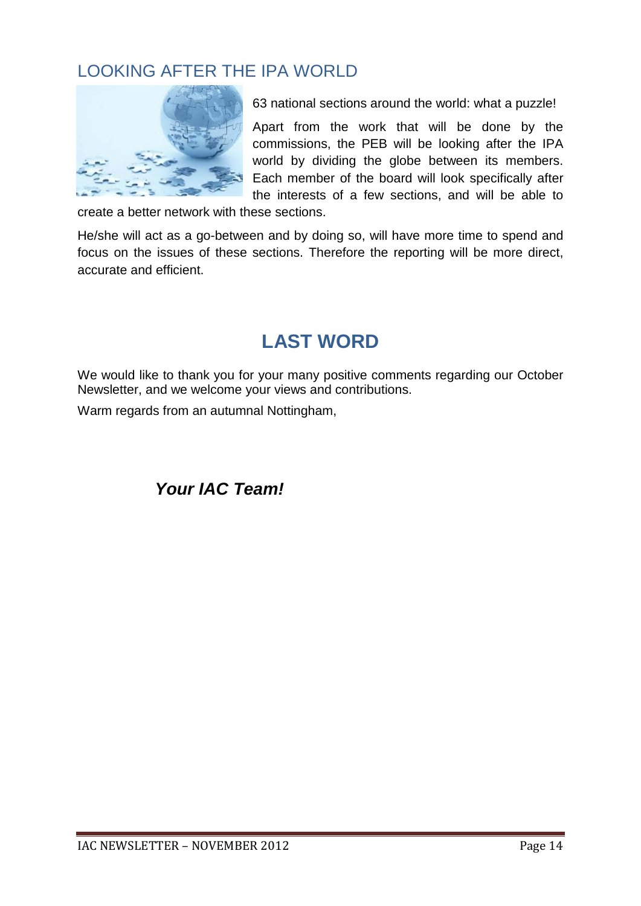## LOOKING AFTER THE IPA WORLD

63 national sections around the world: what a puzzle!

Apart from the work that will be done by the commissions, the PEB will be looking after the IPA world by dividing the globe between its members. Each member of the board will look specifically after the interests of a few sections, and will be able to create a better network with these sections.

He/she will act as a go-between and by doing so, will have more time to spend and focus on the issues of these sections. Therefore the reporting will be more direct, accurate and efficient.

# LAST WORD

We would like to thank you for your many positive comments regarding our October Newsletter, and we welcome your views and contributions.

Warm regards from an autumnal Nottingham,

***Your IAC Team!***